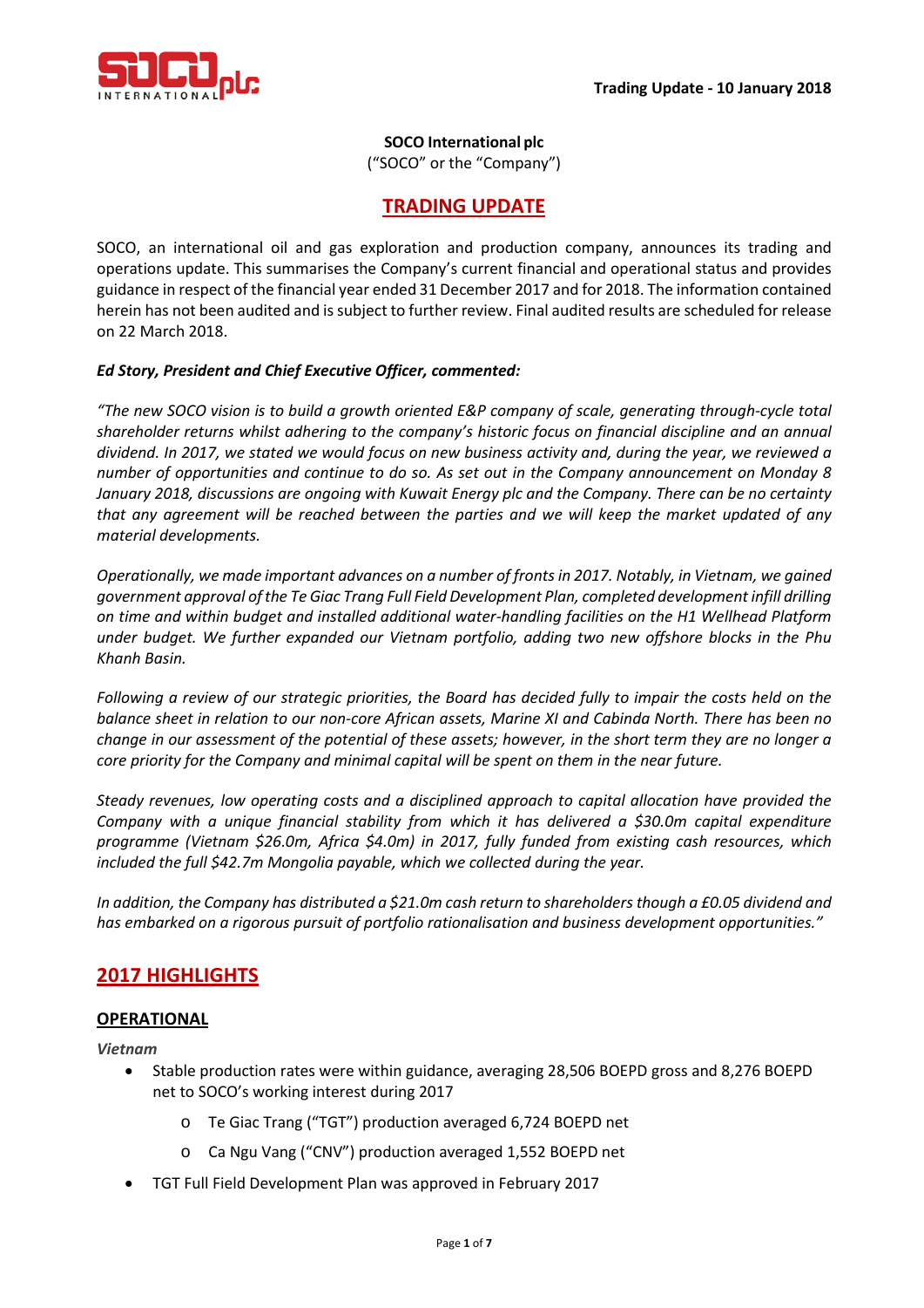**Trading Update - 10 January 2018**

**SOCO International plc**
("SOCO" or the "Company")

# TRADING UPDATE

SOCO, an international oil and gas exploration and production company, announces its trading and operations update. This summarises the Company's current financial and operational status and provides guidance in respect of the financial year ended 31 December 2017 and for 2018. The information contained herein has not been audited and is subject to further review. Final audited results are scheduled for release on 22 March 2018.

***Ed Story, President and Chief Executive Officer, commented:***

*"The new SOCO vision is to build a growth oriented E&P company of scale, generating through-cycle total shareholder returns whilst adhering to the company's historic focus on financial discipline and an annual dividend. In 2017, we stated we would focus on new business activity and, during the year, we reviewed a number of opportunities and continue to do so. As set out in the Company announcement on Monday 8 January 2018, discussions are ongoing with Kuwait Energy plc and the Company. There can be no certainty that any agreement will be reached between the parties and we will keep the market updated of any material developments.*

*Operationally, we made important advances on a number of fronts in 2017. Notably, in Vietnam, we gained government approval of the Te Giac Trang Full Field Development Plan, completed development infill drilling on time and within budget and installed additional water-handling facilities on the H1 Wellhead Platform under budget. We further expanded our Vietnam portfolio, adding two new offshore blocks in the Phu Khanh Basin.*

*Following a review of our strategic priorities, the Board has decided fully to impair the costs held on the balance sheet in relation to our non-core African assets, Marine XI and Cabinda North. There has been no change in our assessment of the potential of these assets; however, in the short term they are no longer a core priority for the Company and minimal capital will be spent on them in the near future.*

*Steady revenues, low operating costs and a disciplined approach to capital allocation have provided the Company with a unique financial stability from which it has delivered a $30.0m capital expenditure programme (Vietnam $26.0m, Africa $4.0m) in 2017, fully funded from existing cash resources, which included the full $42.7m Mongolia payable, which we collected during the year.*

*In addition, the Company has distributed a $21.0m cash return to shareholders though a £0.05 dividend and has embarked on a rigorous pursuit of portfolio rationalisation and business development opportunities."*

## 2017 HIGHLIGHTS

### OPERATIONAL

*Vietnam*

- Stable production rates were within guidance, averaging 28,506 BOEPD gross and 8,276 BOEPD net to SOCO's working interest during 2017
    - Te Giac Trang ("TGT") production averaged 6,724 BOEPD net
    - Ca Ngu Vang ("CNV") production averaged 1,552 BOEPD net
- TGT Full Field Development Plan was approved in February 2017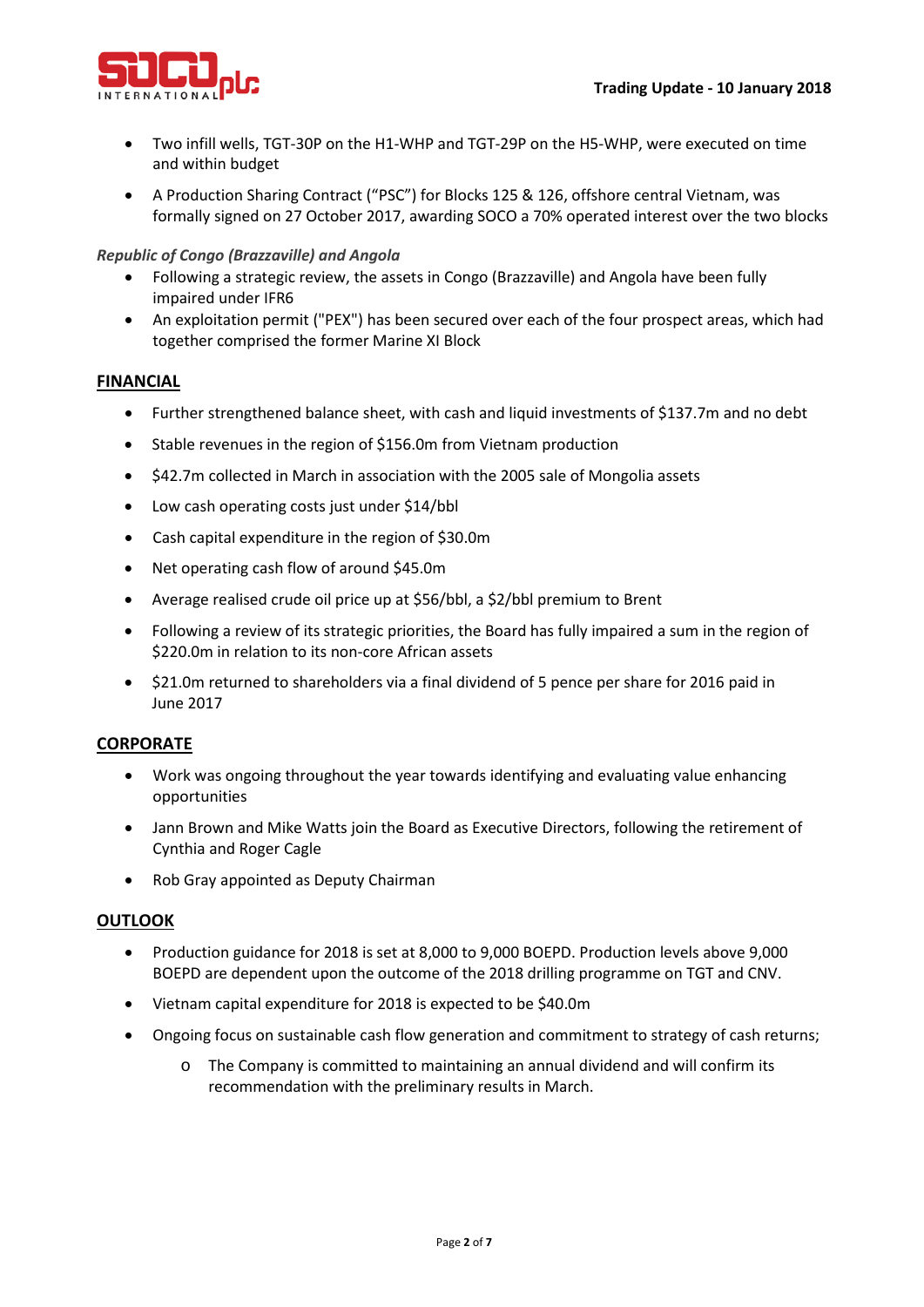- Two infill wells, TGT-30P on the H1-WHP and TGT-29P on the H5-WHP, were executed on time and within budget
- A Production Sharing Contract ("PSC") for Blocks 125 & 126, offshore central Vietnam, was formally signed on 27 October 2017, awarding SOCO a 70% operated interest over the two blocks

*Republic of Congo (Brazzaville) and Angola*

- Following a strategic review, the assets in Congo (Brazzaville) and Angola have been fully impaired under IFR6
- An exploitation permit ("PEX") has been secured over each of the four prospect areas, which had together comprised the former Marine XI Block

## FINANCIAL

- Further strengthened balance sheet, with cash and liquid investments of $137.7m and no debt
- Stable revenues in the region of $156.0m from Vietnam production
- $42.7m collected in March in association with the 2005 sale of Mongolia assets
- Low cash operating costs just under $14/bbl
- Cash capital expenditure in the region of $30.0m
- Net operating cash flow of around $45.0m
- Average realised crude oil price up at $56/bbl, a $2/bbl premium to Brent
- Following a review of its strategic priorities, the Board has fully impaired a sum in the region of $220.0m in relation to its non-core African assets
- $21.0m returned to shareholders via a final dividend of 5 pence per share for 2016 paid in June 2017

## CORPORATE

- Work was ongoing throughout the year towards identifying and evaluating value enhancing opportunities
- Jann Brown and Mike Watts join the Board as Executive Directors, following the retirement of Cynthia and Roger Cagle
- Rob Gray appointed as Deputy Chairman

## OUTLOOK

- Production guidance for 2018 is set at 8,000 to 9,000 BOEPD. Production levels above 9,000 BOEPD are dependent upon the outcome of the 2018 drilling programme on TGT and CNV.
- Vietnam capital expenditure for 2018 is expected to be $40.0m
- Ongoing focus on sustainable cash flow generation and commitment to strategy of cash returns;
  - The Company is committed to maintaining an annual dividend and will confirm its recommendation with the preliminary results in March.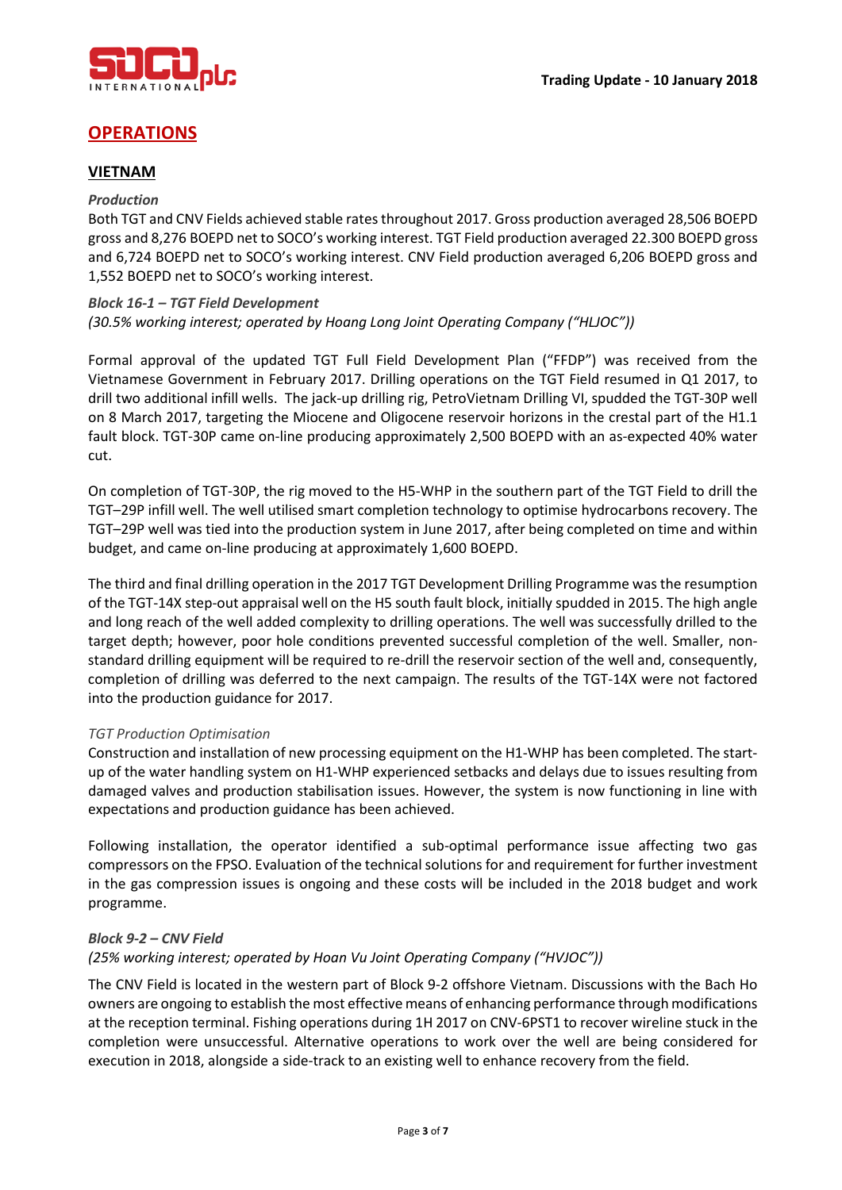## OPERATIONS

### VIETNAM

***Production***

Both TGT and CNV Fields achieved stable rates throughout 2017. Gross production averaged 28,506 BOEPD gross and 8,276 BOEPD net to SOCO's working interest. TGT Field production averaged 22.300 BOEPD gross and 6,724 BOEPD net to SOCO's working interest. CNV Field production averaged 6,206 BOEPD gross and 1,552 BOEPD net to SOCO's working interest.

***Block 16-1 – TGT Field Development***

*(30.5% working interest; operated by Hoang Long Joint Operating Company ("HLJOC"))*

Formal approval of the updated TGT Full Field Development Plan ("FFDP") was received from the Vietnamese Government in February 2017. Drilling operations on the TGT Field resumed in Q1 2017, to drill two additional infill wells. The jack-up drilling rig, PetroVietnam Drilling VI, spudded the TGT-30P well on 8 March 2017, targeting the Miocene and Oligocene reservoir horizons in the crestal part of the H1.1 fault block. TGT-30P came on-line producing approximately 2,500 BOEPD with an as-expected 40% water cut.

On completion of TGT-30P, the rig moved to the H5-WHP in the southern part of the TGT Field to drill the TGT–29P infill well. The well utilised smart completion technology to optimise hydrocarbons recovery. The TGT–29P well was tied into the production system in June 2017, after being completed on time and within budget, and came on-line producing at approximately 1,600 BOEPD.

The third and final drilling operation in the 2017 TGT Development Drilling Programme was the resumption of the TGT-14X step-out appraisal well on the H5 south fault block, initially spudded in 2015. The high angle and long reach of the well added complexity to drilling operations. The well was successfully drilled to the target depth; however, poor hole conditions prevented successful completion of the well. Smaller, non-standard drilling equipment will be required to re-drill the reservoir section of the well and, consequently, completion of drilling was deferred to the next campaign. The results of the TGT-14X were not factored into the production guidance for 2017.

*TGT Production Optimisation*

Construction and installation of new processing equipment on the H1-WHP has been completed. The start-up of the water handling system on H1-WHP experienced setbacks and delays due to issues resulting from damaged valves and production stabilisation issues. However, the system is now functioning in line with expectations and production guidance has been achieved.

Following installation, the operator identified a sub-optimal performance issue affecting two gas compressors on the FPSO. Evaluation of the technical solutions for and requirement for further investment in the gas compression issues is ongoing and these costs will be included in the 2018 budget and work programme.

***Block 9-2 – CNV Field***

*(25% working interest; operated by Hoan Vu Joint Operating Company ("HVJOC"))*

The CNV Field is located in the western part of Block 9-2 offshore Vietnam. Discussions with the Bach Ho owners are ongoing to establish the most effective means of enhancing performance through modifications at the reception terminal. Fishing operations during 1H 2017 on CNV-6PST1 to recover wireline stuck in the completion were unsuccessful. Alternative operations to work over the well are being considered for execution in 2018, alongside a side-track to an existing well to enhance recovery from the field.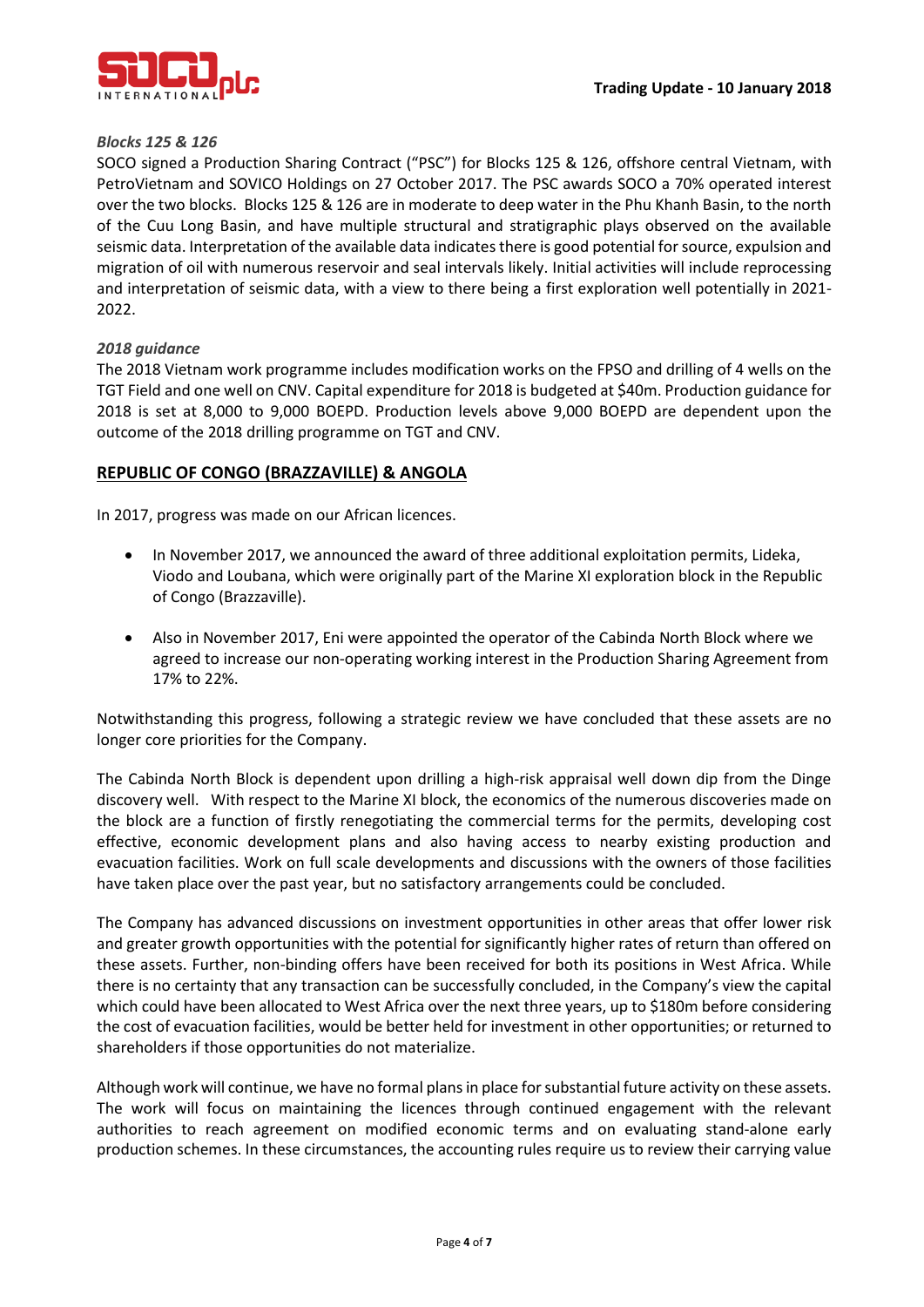*Blocks 125 & 126*

SOCO signed a Production Sharing Contract ("PSC") for Blocks 125 & 126, offshore central Vietnam, with PetroVietnam and SOVICO Holdings on 27 October 2017. The PSC awards SOCO a 70% operated interest over the two blocks. Blocks 125 & 126 are in moderate to deep water in the Phu Khanh Basin, to the north of the Cuu Long Basin, and have multiple structural and stratigraphic plays observed on the available seismic data. Interpretation of the available data indicates there is good potential for source, expulsion and migration of oil with numerous reservoir and seal intervals likely. Initial activities will include reprocessing and interpretation of seismic data, with a view to there being a first exploration well potentially in 2021-2022.

*2018 guidance*

The 2018 Vietnam work programme includes modification works on the FPSO and drilling of 4 wells on the TGT Field and one well on CNV. Capital expenditure for 2018 is budgeted at $40m. Production guidance for 2018 is set at 8,000 to 9,000 BOEPD. Production levels above 9,000 BOEPD are dependent upon the outcome of the 2018 drilling programme on TGT and CNV.

## REPUBLIC OF CONGO (BRAZZAVILLE) & ANGOLA

In 2017, progress was made on our African licences.

- In November 2017, we announced the award of three additional exploitation permits, Lideka, Viodo and Loubana, which were originally part of the Marine XI exploration block in the Republic of Congo (Brazzaville).

- Also in November 2017, Eni were appointed the operator of the Cabinda North Block where we agreed to increase our non-operating working interest in the Production Sharing Agreement from 17% to 22%.

Notwithstanding this progress, following a strategic review we have concluded that these assets are no longer core priorities for the Company.

The Cabinda North Block is dependent upon drilling a high-risk appraisal well down dip from the Dinge discovery well. With respect to the Marine XI block, the economics of the numerous discoveries made on the block are a function of firstly renegotiating the commercial terms for the permits, developing cost effective, economic development plans and also having access to nearby existing production and evacuation facilities. Work on full scale developments and discussions with the owners of those facilities have taken place over the past year, but no satisfactory arrangements could be concluded.

The Company has advanced discussions on investment opportunities in other areas that offer lower risk and greater growth opportunities with the potential for significantly higher rates of return than offered on these assets. Further, non-binding offers have been received for both its positions in West Africa. While there is no certainty that any transaction can be successfully concluded, in the Company's view the capital which could have been allocated to West Africa over the next three years, up to $180m before considering the cost of evacuation facilities, would be better held for investment in other opportunities; or returned to shareholders if those opportunities do not materialize.

Although work will continue, we have no formal plans in place for substantial future activity on these assets. The work will focus on maintaining the licences through continued engagement with the relevant authorities to reach agreement on modified economic terms and on evaluating stand-alone early production schemes. In these circumstances, the accounting rules require us to review their carrying value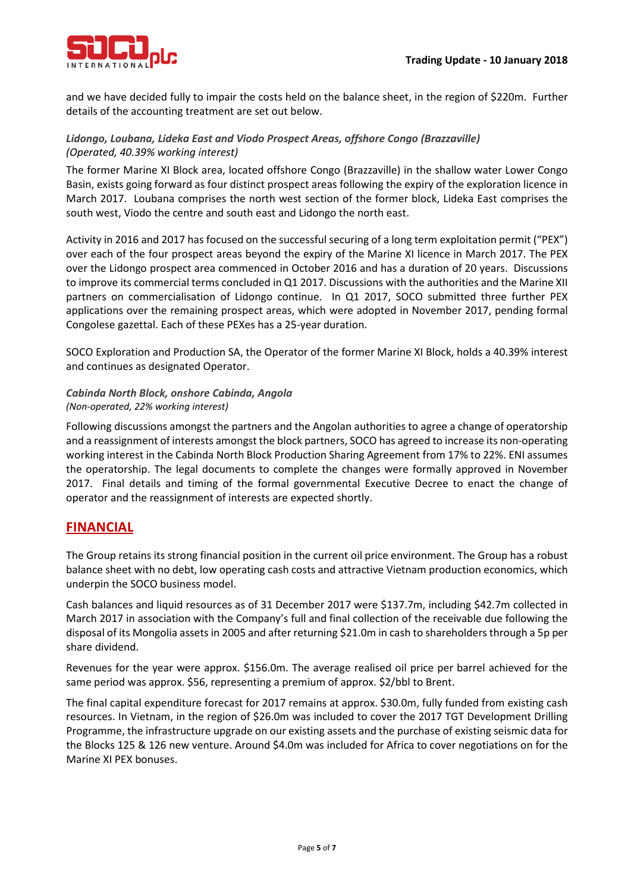and we have decided fully to impair the costs held on the balance sheet, in the region of $220m. Further details of the accounting treatment are set out below.

***Lidongo, Loubana, Lideka East and Viodo Prospect Areas, offshore Congo (Brazzaville)***
***(Operated, 40.39% working interest)***

The former Marine XI Block area, located offshore Congo (Brazzaville) in the shallow water Lower Congo Basin, exists going forward as four distinct prospect areas following the expiry of the exploration licence in March 2017. Loubana comprises the north west section of the former block, Lideka East comprises the south west, Viodo the centre and south east and Lidongo the north east.

Activity in 2016 and 2017 has focused on the successful securing of a long term exploitation permit ("PEX") over each of the four prospect areas beyond the expiry of the Marine XI licence in March 2017. The PEX over the Lidongo prospect area commenced in October 2016 and has a duration of 20 years. Discussions to improve its commercial terms concluded in Q1 2017. Discussions with the authorities and the Marine XII partners on commercialisation of Lidongo continue. In Q1 2017, SOCO submitted three further PEX applications over the remaining prospect areas, which were adopted in November 2017, pending formal Congolese gazettal. Each of these PEXes has a 25-year duration.

SOCO Exploration and Production SA, the Operator of the former Marine XI Block, holds a 40.39% interest and continues as designated Operator.

***Cabinda North Block, onshore Cabinda, Angola***
*(Non-operated, 22% working interest)*

Following discussions amongst the partners and the Angolan authorities to agree a change of operatorship and a reassignment of interests amongst the block partners, SOCO has agreed to increase its non-operating working interest in the Cabinda North Block Production Sharing Agreement from 17% to 22%. ENI assumes the operatorship. The legal documents to complete the changes were formally approved in November 2017. Final details and timing of the formal governmental Executive Decree to enact the change of operator and the reassignment of interests are expected shortly.

## FINANCIAL

The Group retains its strong financial position in the current oil price environment. The Group has a robust balance sheet with no debt, low operating cash costs and attractive Vietnam production economics, which underpin the SOCO business model.

Cash balances and liquid resources as of 31 December 2017 were $137.7m, including $42.7m collected in March 2017 in association with the Company's full and final collection of the receivable due following the disposal of its Mongolia assets in 2005 and after returning $21.0m in cash to shareholders through a 5p per share dividend.

Revenues for the year were approx. $156.0m. The average realised oil price per barrel achieved for the same period was approx. $56, representing a premium of approx. $2/bbl to Brent.

The final capital expenditure forecast for 2017 remains at approx. $30.0m, fully funded from existing cash resources. In Vietnam, in the region of $26.0m was included to cover the 2017 TGT Development Drilling Programme, the infrastructure upgrade on our existing assets and the purchase of existing seismic data for the Blocks 125 & 126 new venture. Around $4.0m was included for Africa to cover negotiations on for the Marine XI PEX bonuses.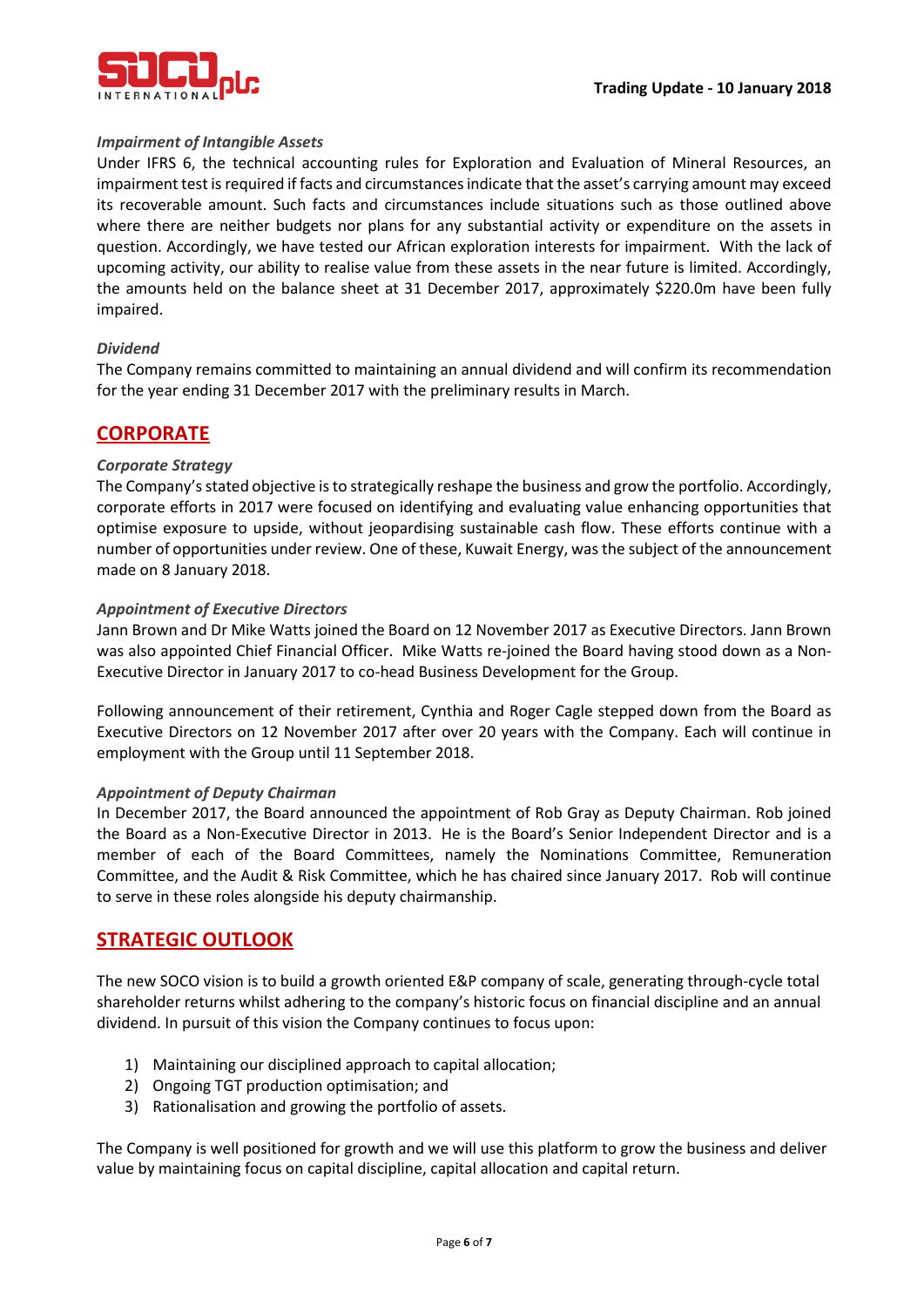*Impairment of Intangible Assets*

Under IFRS 6, the technical accounting rules for Exploration and Evaluation of Mineral Resources, an impairment test is required if facts and circumstances indicate that the asset's carrying amount may exceed its recoverable amount. Such facts and circumstances include situations such as those outlined above where there are neither budgets nor plans for any substantial activity or expenditure on the assets in question. Accordingly, we have tested our African exploration interests for impairment. With the lack of upcoming activity, our ability to realise value from these assets in the near future is limited. Accordingly, the amounts held on the balance sheet at 31 December 2017, approximately $220.0m have been fully impaired.

*Dividend*

The Company remains committed to maintaining an annual dividend and will confirm its recommendation for the year ending 31 December 2017 with the preliminary results in March.

## CORPORATE

*Corporate Strategy*

The Company's stated objective is to strategically reshape the business and grow the portfolio. Accordingly, corporate efforts in 2017 were focused on identifying and evaluating value enhancing opportunities that optimise exposure to upside, without jeopardising sustainable cash flow. These efforts continue with a number of opportunities under review. One of these, Kuwait Energy, was the subject of the announcement made on 8 January 2018.

*Appointment of Executive Directors*

Jann Brown and Dr Mike Watts joined the Board on 12 November 2017 as Executive Directors. Jann Brown was also appointed Chief Financial Officer. Mike Watts re-joined the Board having stood down as a Non-Executive Director in January 2017 to co-head Business Development for the Group.

Following announcement of their retirement, Cynthia and Roger Cagle stepped down from the Board as Executive Directors on 12 November 2017 after over 20 years with the Company. Each will continue in employment with the Group until 11 September 2018.

*Appointment of Deputy Chairman*

In December 2017, the Board announced the appointment of Rob Gray as Deputy Chairman. Rob joined the Board as a Non-Executive Director in 2013. He is the Board's Senior Independent Director and is a member of each of the Board Committees, namely the Nominations Committee, Remuneration Committee, and the Audit & Risk Committee, which he has chaired since January 2017. Rob will continue to serve in these roles alongside his deputy chairmanship.

## STRATEGIC OUTLOOK

The new SOCO vision is to build a growth oriented E&P company of scale, generating through-cycle total shareholder returns whilst adhering to the company's historic focus on financial discipline and an annual dividend. In pursuit of this vision the Company continues to focus upon:

1) Maintaining our disciplined approach to capital allocation;
2) Ongoing TGT production optimisation; and
3) Rationalisation and growing the portfolio of assets.

The Company is well positioned for growth and we will use this platform to grow the business and deliver value by maintaining focus on capital discipline, capital allocation and capital return.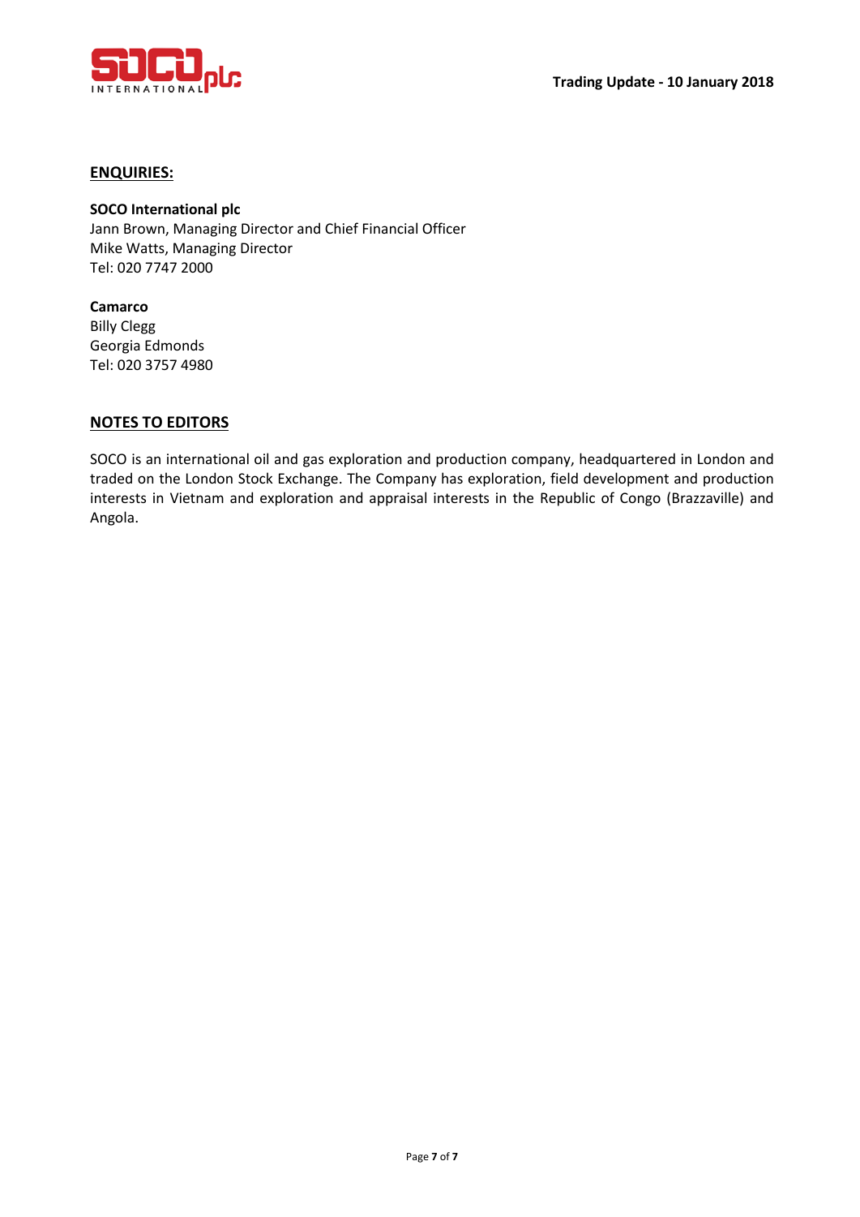## ENQUIRIES:

**SOCO International plc**
Jann Brown, Managing Director and Chief Financial Officer
Mike Watts, Managing Director
Tel: 020 7747 2000

**Camarco**
Billy Clegg
Georgia Edmonds
Tel: 020 3757 4980

## NOTES TO EDITORS

SOCO is an international oil and gas exploration and production company, headquartered in London and traded on the London Stock Exchange. The Company has exploration, field development and production interests in Vietnam and exploration and appraisal interests in the Republic of Congo (Brazzaville) and Angola.